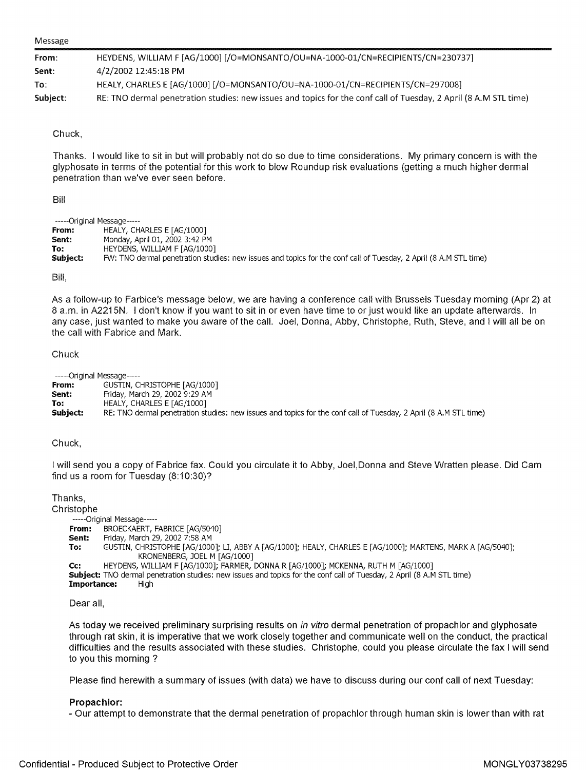Message

| | |
|---|---|
| **From:** | HEYDENS, WILLIAM F [AG/1000] [/O=MONSANTO/OU=NA-1000-01/CN=RECIPIENTS/CN=230737] |
| **Sent:** | 4/2/2002 12:45:18 PM |
| **To:** | HEALY, CHARLES E [AG/1000] [/O=MONSANTO/OU=NA-1000-01/CN=RECIPIENTS/CN=297008] |
| **Subject:** | RE: TNO dermal penetration studies: new issues and topics for the conf call of Tuesday, 2 April (8 A.M STL time) |

Chuck,

Thanks. I would like to sit in but will probably not do so due to time considerations. My primary concern is with the glyphosate in terms of the potential for this work to blow Roundup risk evaluations (getting a much higher dermal penetration than we've ever seen before.

Bill

-----Original Message-----
**From:** HEALY, CHARLES E [AG/1000]
**Sent:** Monday, April 01, 2002 3:42 PM
**To:** HEYDENS, WILLIAM F [AG/1000]
**Subject:** FW: TNO dermal penetration studies: new issues and topics for the conf call of Tuesday, 2 April (8 A.M STL time)

Bill,

As a follow-up to Farbice's message below, we are having a conference call with Brussels Tuesday morning (Apr 2) at 8 a.m. in A2215N. I don't know if you want to sit in or even have time to or just would like an update afterwards. In any case, just wanted to make you aware of the call. Joel, Donna, Abby, Christophe, Ruth, Steve, and I will all be on the call with Fabrice and Mark.

Chuck

-----Original Message-----
**From:** GUSTIN, CHRISTOPHE [AG/1000]
**Sent:** Friday, March 29, 2002 9:29 AM
**To:** HEALY, CHARLES E [AG/1000]
**Subject:** RE: TNO dermal penetration studies: new issues and topics for the conf call of Tuesday, 2 April (8 A.M STL time)

Chuck,

I will send you a copy of Fabrice fax. Could you circulate it to Abby, Joel,Donna and Steve Wratten please. Did Cam find us a room for Tuesday (8:10:30)?

Thanks,
Christophe

-----Original Message-----
**From:** BROECKAERT, FABRICE [AG/5040]
**Sent:** Friday, March 29, 2002 7:58 AM
**To:** GUSTIN, CHRISTOPHE [AG/1000]; LI, ABBY A [AG/1000]; HEALY, CHARLES E [AG/1000]; MARTENS, MARK A [AG/5040]; KRONENBERG, JOEL M [AG/1000]
**Cc:** HEYDENS, WILLIAM F [AG/1000]; FARMER, DONNA R [AG/1000]; MCKENNA, RUTH M [AG/1000]
**Subject:** TNO dermal penetration studies: new issues and topics for the conf call of Tuesday, 2 April (8 A.M STL time)
**Importance:** High

Dear all,

As today we received preliminary surprising results on *in vitro* dermal penetration of propachlor and glyphosate through rat skin, it is imperative that we work closely together and communicate well on the conduct, the practical difficulties and the results associated with these studies. Christophe, could you please circulate the fax I will send to you this morning ?

Please find herewith a summary of issues (with data) we have to discuss during our conf call of next Tuesday:

**Propachlor:**

- Our attempt to demonstrate that the dermal penetration of propachlor through human skin is lower than with rat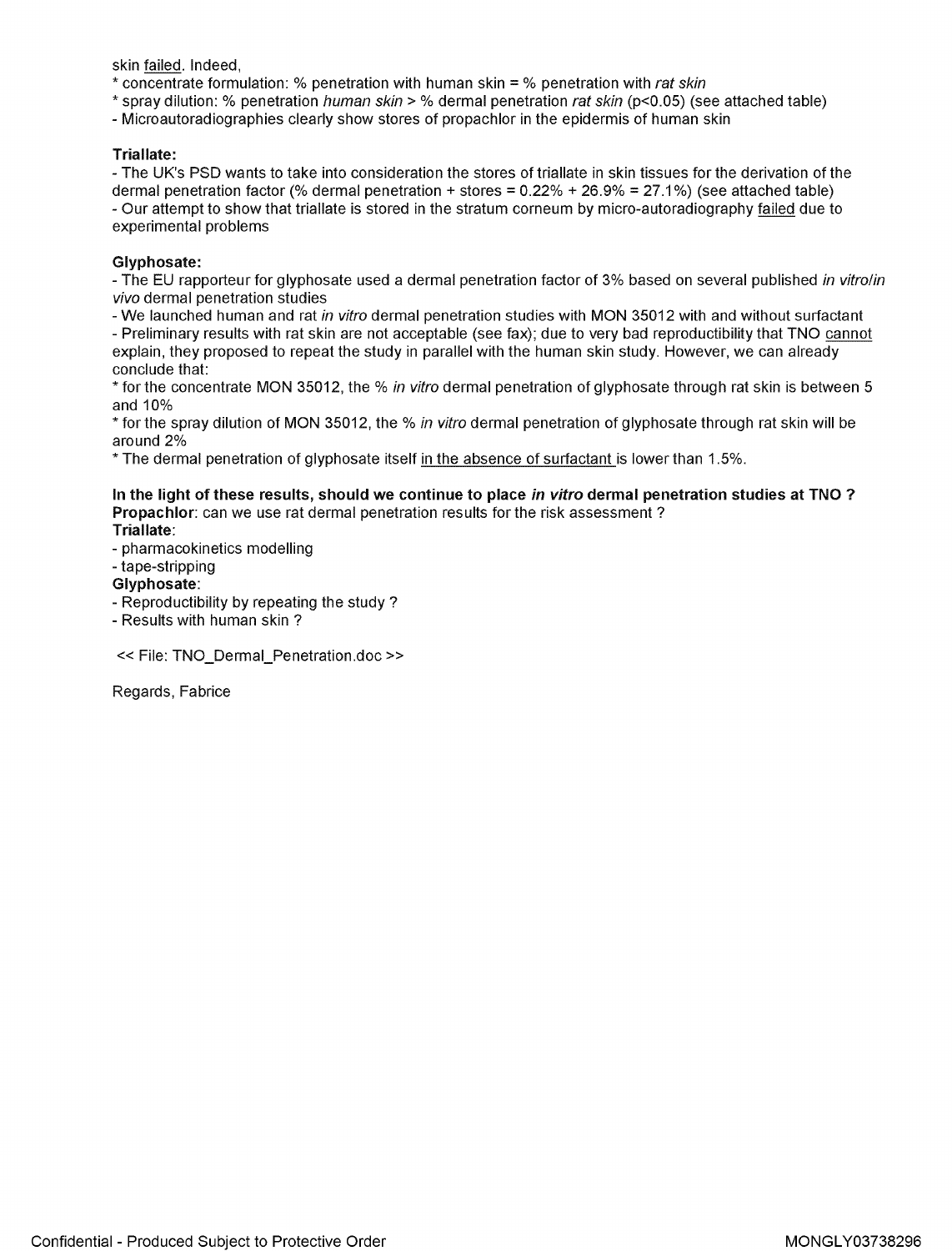skin failed. Indeed,

* concentrate formulation: % penetration with human skin = % penetration with *rat skin*
* spray dilution: % penetration *human skin* > % dermal penetration *rat skin* ($p<0.05$) (see attached table)

- Microautoradiographies clearly show stores of propachlor in the epidermis of human skin

**Triallate:**

- The UK's PSD wants to take into consideration the stores of triallate in skin tissues for the derivation of the dermal penetration factor (% dermal penetration + stores = 0.22% + 26.9% = 27.1%) (see attached table)
- Our attempt to show that triallate is stored in the stratum corneum by micro-autoradiography failed due to experimental problems

**Glyphosate:**

- The EU rapporteur for glyphosate used a dermal penetration factor of 3% based on several published *in vitro/in vivo* dermal penetration studies
- We launched human and rat *in vitro* dermal penetration studies with MON 35012 with and without surfactant
- Preliminary results with rat skin are not acceptable (see fax); due to very bad reproductibility that TNO cannot explain, they proposed to repeat the study in parallel with the human skin study. However, we can already conclude that:

* for the concentrate MON 35012, the % *in vitro* dermal penetration of glyphosate through rat skin is between 5 and 10%
* for the spray dilution of MON 35012, the % *in vitro* dermal penetration of glyphosate through rat skin will be around 2%
* The dermal penetration of glyphosate itself in the absence of surfactant is lower than 1.5%.

**In the light of these results, should we continue to place *in vitro* dermal penetration studies at TNO ?**

**Propachlor**: can we use rat dermal penetration results for the risk assessment ?

**Triallate**:

- pharmacokinetics modelling
- tape-stripping

**Glyphosate**:

- Reproductibility by repeating the study ?
- Results with human skin ?

<< File: TNO_Dermal_Penetration.doc >>

Regards, Fabrice